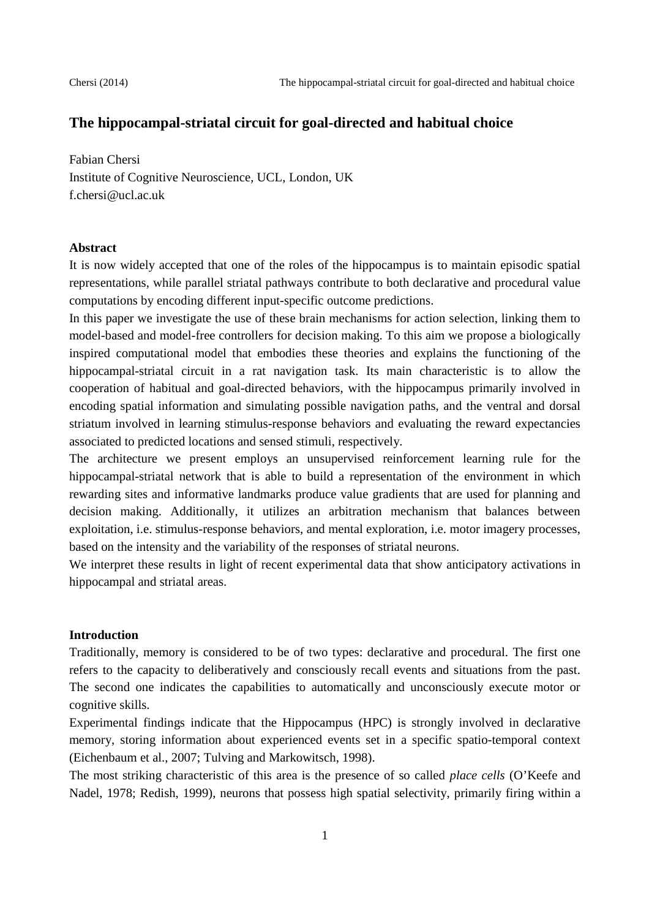# The hippocampal-striatal circuit for goal-directed and habitual choice

Fabian Chersi
Institute of Cognitive Neuroscience, UCL, London, UK
f.chersi@ucl.ac.uk

## Abstract

It is now widely accepted that one of the roles of the hippocampus is to maintain episodic spatial representations, while parallel striatal pathways contribute to both declarative and procedural value computations by encoding different input-specific outcome predictions.

In this paper we investigate the use of these brain mechanisms for action selection, linking them to model-based and model-free controllers for decision making. To this aim we propose a biologically inspired computational model that embodies these theories and explains the functioning of the hippocampal-striatal circuit in a rat navigation task. Its main characteristic is to allow the cooperation of habitual and goal-directed behaviors, with the hippocampus primarily involved in encoding spatial information and simulating possible navigation paths, and the ventral and dorsal striatum involved in learning stimulus-response behaviors and evaluating the reward expectancies associated to predicted locations and sensed stimuli, respectively.

The architecture we present employs an unsupervised reinforcement learning rule for the hippocampal-striatal network that is able to build a representation of the environment in which rewarding sites and informative landmarks produce value gradients that are used for planning and decision making. Additionally, it utilizes an arbitration mechanism that balances between exploitation, i.e. stimulus-response behaviors, and mental exploration, i.e. motor imagery processes, based on the intensity and the variability of the responses of striatal neurons.

We interpret these results in light of recent experimental data that show anticipatory activations in hippocampal and striatal areas.

## Introduction

Traditionally, memory is considered to be of two types: declarative and procedural. The first one refers to the capacity to deliberatively and consciously recall events and situations from the past. The second one indicates the capabilities to automatically and unconsciously execute motor or cognitive skills.

Experimental findings indicate that the Hippocampus (HPC) is strongly involved in declarative memory, storing information about experienced events set in a specific spatio-temporal context (Eichenbaum et al., 2007; Tulving and Markowitsch, 1998).

The most striking characteristic of this area is the presence of so called *place cells* (O'Keefe and Nadel, 1978; Redish, 1999), neurons that possess high spatial selectivity, primarily firing within a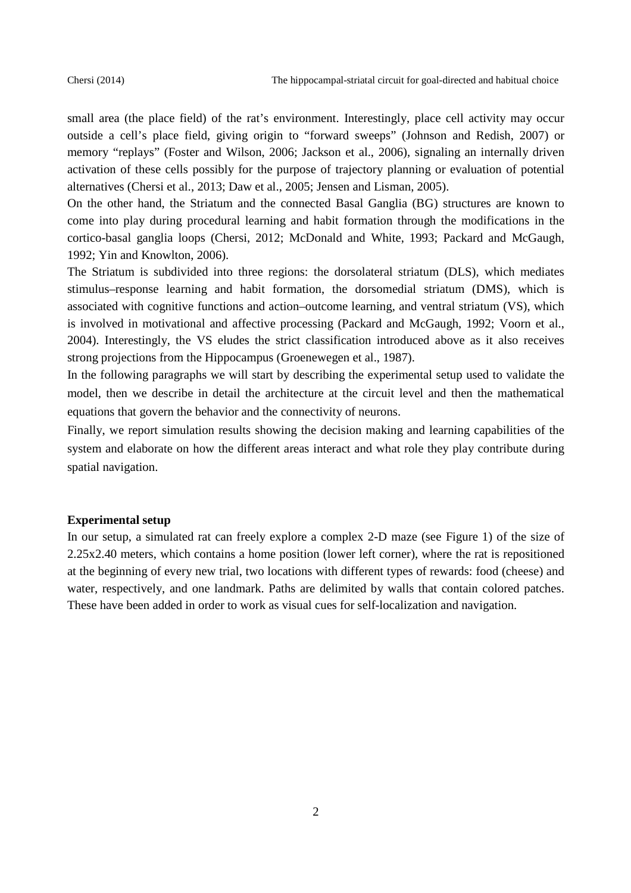small area (the place field) of the rat's environment. Interestingly, place cell activity may occur outside a cell's place field, giving origin to "forward sweeps" (Johnson and Redish, 2007) or memory "replays" (Foster and Wilson, 2006; Jackson et al., 2006), signaling an internally driven activation of these cells possibly for the purpose of trajectory planning or evaluation of potential alternatives (Chersi et al., 2013; Daw et al., 2005; Jensen and Lisman, 2005).

On the other hand, the Striatum and the connected Basal Ganglia (BG) structures are known to come into play during procedural learning and habit formation through the modifications in the cortico-basal ganglia loops (Chersi, 2012; McDonald and White, 1993; Packard and McGaugh, 1992; Yin and Knowlton, 2006).

The Striatum is subdivided into three regions: the dorsolateral striatum (DLS), which mediates stimulus–response learning and habit formation, the dorsomedial striatum (DMS), which is associated with cognitive functions and action–outcome learning, and ventral striatum (VS), which is involved in motivational and affective processing (Packard and McGaugh, 1992; Voorn et al., 2004). Interestingly, the VS eludes the strict classification introduced above as it also receives strong projections from the Hippocampus (Groenewegen et al., 1987).

In the following paragraphs we will start by describing the experimental setup used to validate the model, then we describe in detail the architecture at the circuit level and then the mathematical equations that govern the behavior and the connectivity of neurons.

Finally, we report simulation results showing the decision making and learning capabilities of the system and elaborate on how the different areas interact and what role they play contribute during spatial navigation.

**Experimental setup**

In our setup, a simulated rat can freely explore a complex 2-D maze (see Figure 1) of the size of 2.25x2.40 meters, which contains a home position (lower left corner), where the rat is repositioned at the beginning of every new trial, two locations with different types of rewards: food (cheese) and water, respectively, and one landmark. Paths are delimited by walls that contain colored patches. These have been added in order to work as visual cues for self-localization and navigation.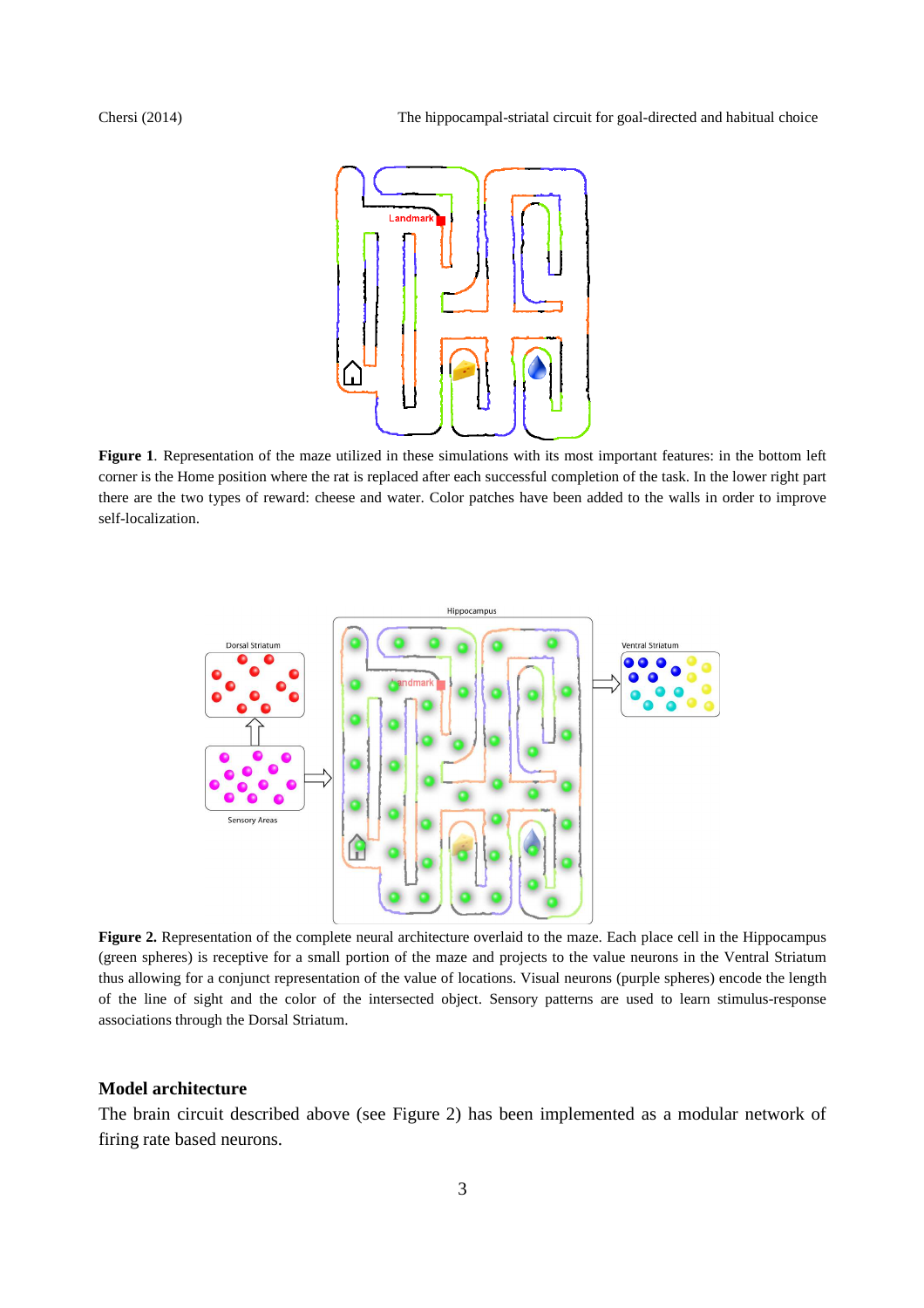**Figure 1**. Representation of the maze utilized in these simulations with its most important features: in the bottom left corner is the Home position where the rat is replaced after each successful completion of the task. In the lower right part there are the two types of reward: cheese and water. Color patches have been added to the walls in order to improve self-localization.

**Figure 2.** Representation of the complete neural architecture overlaid to the maze. Each place cell in the Hippocampus (green spheres) is receptive for a small portion of the maze and projects to the value neurons in the Ventral Striatum thus allowing for a conjunct representation of the value of locations. Visual neurons (purple spheres) encode the length of the line of sight and the color of the intersected object. Sensory patterns are used to learn stimulus-response associations through the Dorsal Striatum.

### Model architecture

The brain circuit described above (see Figure 2) has been implemented as a modular network of firing rate based neurons.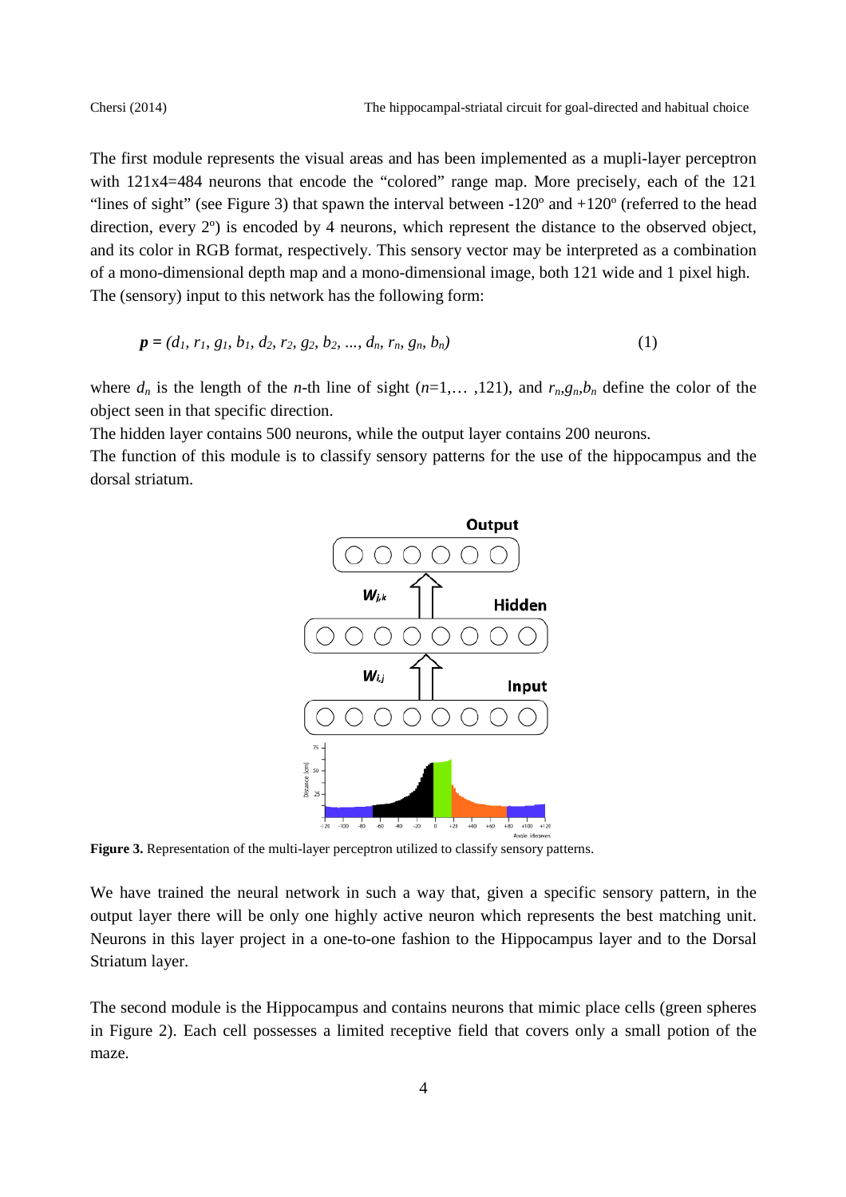The first module represents the visual areas and has been implemented as a mupli-layer perceptron with 121x4=484 neurons that encode the "colored" range map. More precisely, each of the 121 "lines of sight" (see Figure 3) that spawn the interval between -120º and +120º (referred to the head direction, every 2º) is encoded by 4 neurons, which represent the distance to the observed object, and its color in RGB format, respectively. This sensory vector may be interpreted as a combination of a mono-dimensional depth map and a mono-dimensional image, both 121 wide and 1 pixel high. The (sensory) input to this network has the following form:

$$\boldsymbol{p} = (d_1, r_1, g_1, b_1, d_2, r_2, g_2, b_2, \ldots, d_n, r_n, g_n, b_n) \tag{1}$$

where $d_n$ is the length of the $n$-th line of sight ($n$=1,… ,121), and $r_n$,$g_n$,$b_n$ define the color of the object seen in that specific direction.

The hidden layer contains 500 neurons, while the output layer contains 200 neurons.

The function of this module is to classify sensory patterns for the use of the hippocampus and the dorsal striatum.

**Figure 3.** Representation of the multi-layer perceptron utilized to classify sensory patterns.

We have trained the neural network in such a way that, given a specific sensory pattern, in the output layer there will be only one highly active neuron which represents the best matching unit. Neurons in this layer project in a one-to-one fashion to the Hippocampus layer and to the Dorsal Striatum layer.

The second module is the Hippocampus and contains neurons that mimic place cells (green spheres in Figure 2). Each cell possesses a limited receptive field that covers only a small potion of the maze.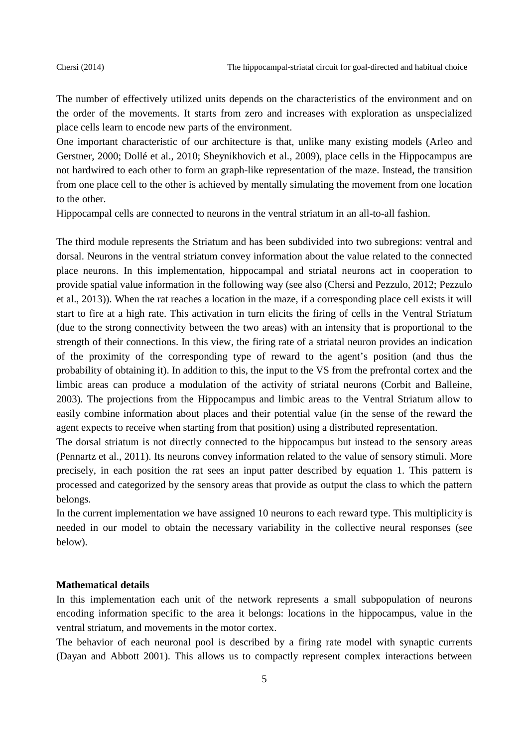The number of effectively utilized units depends on the characteristics of the environment and on the order of the movements. It starts from zero and increases with exploration as unspecialized place cells learn to encode new parts of the environment.

One important characteristic of our architecture is that, unlike many existing models (Arleo and Gerstner, 2000; Dollé et al., 2010; Sheynikhovich et al., 2009), place cells in the Hippocampus are not hardwired to each other to form an graph-like representation of the maze. Instead, the transition from one place cell to the other is achieved by mentally simulating the movement from one location to the other.

Hippocampal cells are connected to neurons in the ventral striatum in an all-to-all fashion.

The third module represents the Striatum and has been subdivided into two subregions: ventral and dorsal. Neurons in the ventral striatum convey information about the value related to the connected place neurons. In this implementation, hippocampal and striatal neurons act in cooperation to provide spatial value information in the following way (see also (Chersi and Pezzulo, 2012; Pezzulo et al., 2013)). When the rat reaches a location in the maze, if a corresponding place cell exists it will start to fire at a high rate. This activation in turn elicits the firing of cells in the Ventral Striatum (due to the strong connectivity between the two areas) with an intensity that is proportional to the strength of their connections. In this view, the firing rate of a striatal neuron provides an indication of the proximity of the corresponding type of reward to the agent's position (and thus the probability of obtaining it). In addition to this, the input to the VS from the prefrontal cortex and the limbic areas can produce a modulation of the activity of striatal neurons (Corbit and Balleine, 2003). The projections from the Hippocampus and limbic areas to the Ventral Striatum allow to easily combine information about places and their potential value (in the sense of the reward the agent expects to receive when starting from that position) using a distributed representation.

The dorsal striatum is not directly connected to the hippocampus but instead to the sensory areas (Pennartz et al., 2011). Its neurons convey information related to the value of sensory stimuli. More precisely, in each position the rat sees an input patter described by equation 1. This pattern is processed and categorized by the sensory areas that provide as output the class to which the pattern belongs.

In the current implementation we have assigned 10 neurons to each reward type. This multiplicity is needed in our model to obtain the necessary variability in the collective neural responses (see below).

**Mathematical details**

In this implementation each unit of the network represents a small subpopulation of neurons encoding information specific to the area it belongs: locations in the hippocampus, value in the ventral striatum, and movements in the motor cortex.

The behavior of each neuronal pool is described by a firing rate model with synaptic currents (Dayan and Abbott 2001). This allows us to compactly represent complex interactions between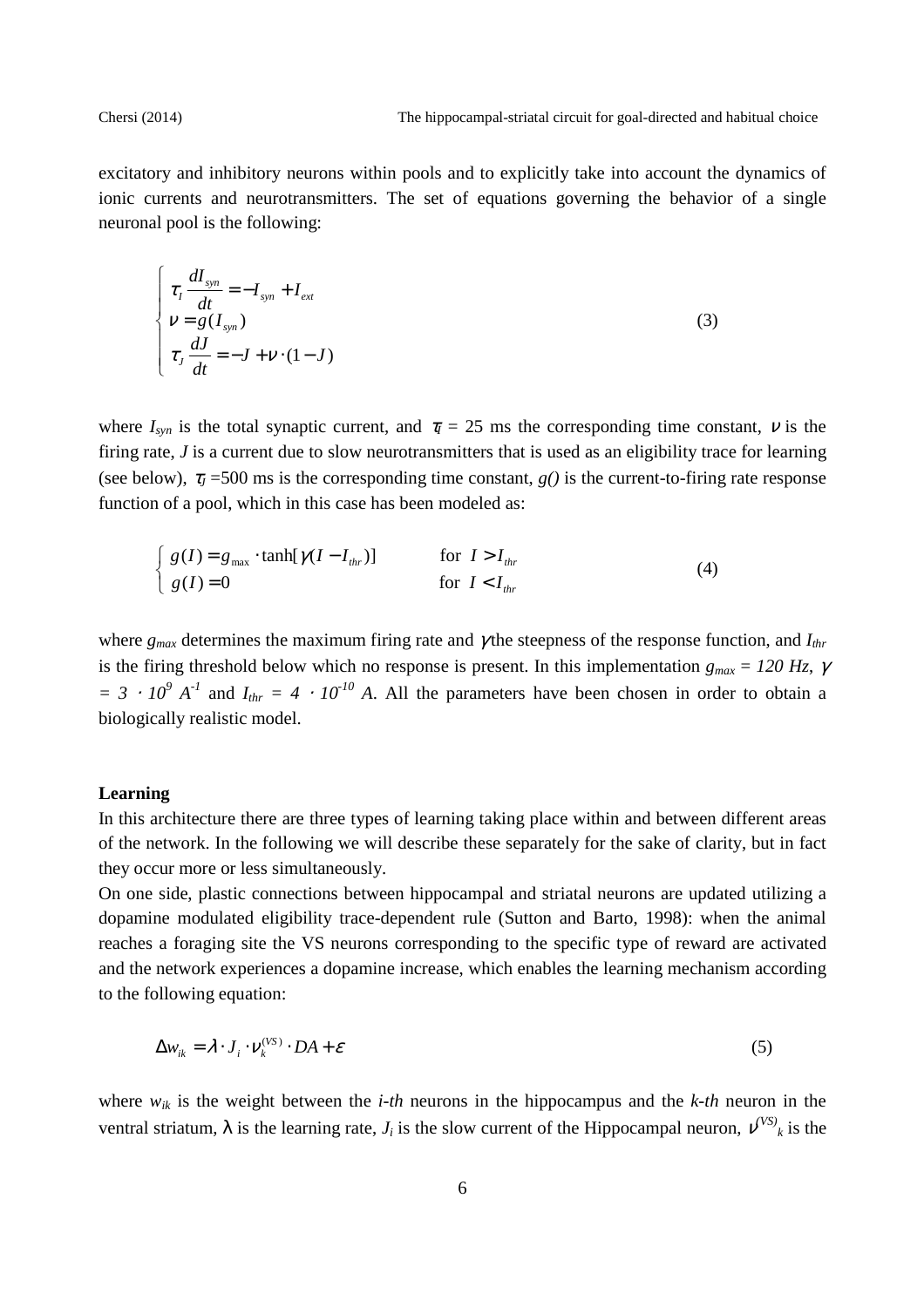excitatory and inhibitory neurons within pools and to explicitly take into account the dynamics of ionic currents and neurotransmitters. The set of equations governing the behavior of a single neuronal pool is the following:

$$
\begin{cases}
\tau_I \dfrac{dI_{syn}}{dt} = -I_{syn} + I_{ext} \\
\nu = g(I_{syn}) \\
\tau_J \dfrac{dJ}{dt} = -J + \nu \cdot (1 - J)
\end{cases}
\tag{3}
$$

where $I_{syn}$ is the total synaptic current, and $\tau_I = 25$ ms the corresponding time constant, $\nu$ is the firing rate, $J$ is a current due to slow neurotransmitters that is used as an eligibility trace for learning (see below), $\tau_J = 500$ ms is the corresponding time constant, $g()$ is the current-to-firing rate response function of a pool, which in this case has been modeled as:

$$
\begin{cases}
g(I) = g_{\max} \cdot \tanh[\gamma (I - I_{thr})] & \text{for } I > I_{thr} \\
g(I) = 0 & \text{for } I < I_{thr}
\end{cases}
\tag{4}
$$

where $g_{max}$ determines the maximum firing rate and $\gamma$ the steepness of the response function, and $I_{thr}$ is the firing threshold below which no response is present. In this implementation $g_{max} = 120$ Hz, $\gamma = 3 \cdot 10^{9}\ A^{-1}$ and $I_{thr} = 4 \cdot 10^{-10}$ A. All the parameters have been chosen in order to obtain a biologically realistic model.

**Learning**

In this architecture there are three types of learning taking place within and between different areas of the network. In the following we will describe these separately for the sake of clarity, but in fact they occur more or less simultaneously.

On one side, plastic connections between hippocampal and striatal neurons are updated utilizing a dopamine modulated eligibility trace-dependent rule (Sutton and Barto, 1998): when the animal reaches a foraging site the VS neurons corresponding to the specific type of reward are activated and the network experiences a dopamine increase, which enables the learning mechanism according to the following equation:

$$
\Delta w_{ik} = \lambda \cdot J_i \cdot \nu_k^{(VS)} \cdot DA + \varepsilon
\tag{5}
$$

where $w_{ik}$ is the weight between the *i-th* neurons in the hippocampus and the *k-th* neuron in the ventral striatum, $\lambda$ is the learning rate, $J_i$ is the slow current of the Hippocampal neuron, $\nu^{(VS)}_k$ is the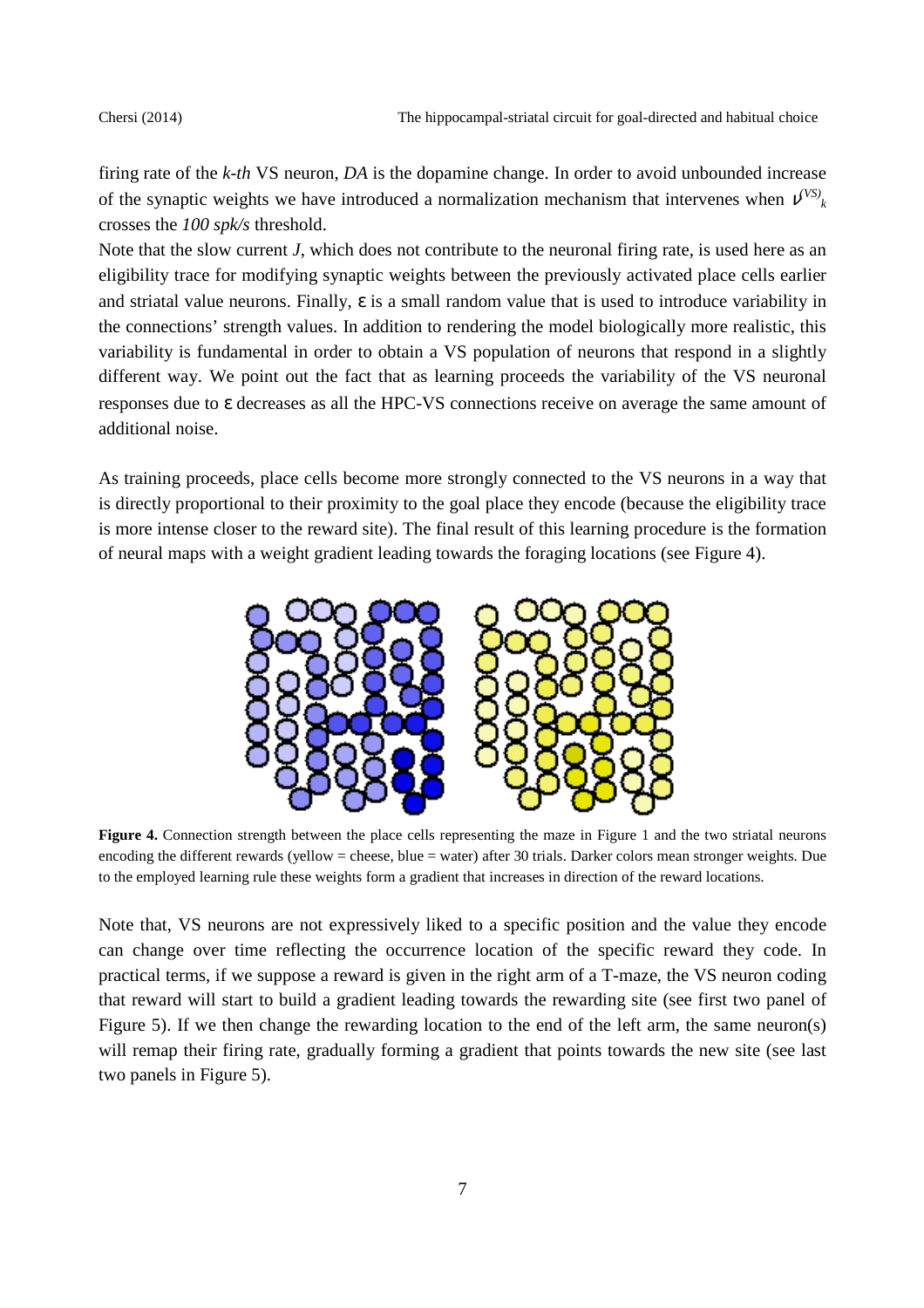firing rate of the *k-th* VS neuron, *DA* is the dopamine change. In order to avoid unbounded increase of the synaptic weights we have introduced a normalization mechanism that intervenes when $\nu^{(VS)}_k$ crosses the *100 spk/s* threshold.
Note that the slow current *J*, which does not contribute to the neuronal firing rate, is used here as an eligibility trace for modifying synaptic weights between the previously activated place cells earlier and striatal value neurons. Finally, $\varepsilon$ is a small random value that is used to introduce variability in the connections' strength values. In addition to rendering the model biologically more realistic, this variability is fundamental in order to obtain a VS population of neurons that respond in a slightly different way. We point out the fact that as learning proceeds the variability of the VS neuronal responses due to $\varepsilon$ decreases as all the HPC-VS connections receive on average the same amount of additional noise.

As training proceeds, place cells become more strongly connected to the VS neurons in a way that is directly proportional to their proximity to the goal place they encode (because the eligibility trace is more intense closer to the reward site). The final result of this learning procedure is the formation of neural maps with a weight gradient leading towards the foraging locations (see Figure 4).

**Figure 4.** Connection strength between the place cells representing the maze in Figure 1 and the two striatal neurons encoding the different rewards (yellow = cheese, blue = water) after 30 trials. Darker colors mean stronger weights. Due to the employed learning rule these weights form a gradient that increases in direction of the reward locations.

Note that, VS neurons are not expressively liked to a specific position and the value they encode can change over time reflecting the occurrence location of the specific reward they code. In practical terms, if we suppose a reward is given in the right arm of a T-maze, the VS neuron coding that reward will start to build a gradient leading towards the rewarding site (see first two panel of Figure 5). If we then change the rewarding location to the end of the left arm, the same neuron(s) will remap their firing rate, gradually forming a gradient that points towards the new site (see last two panels in Figure 5).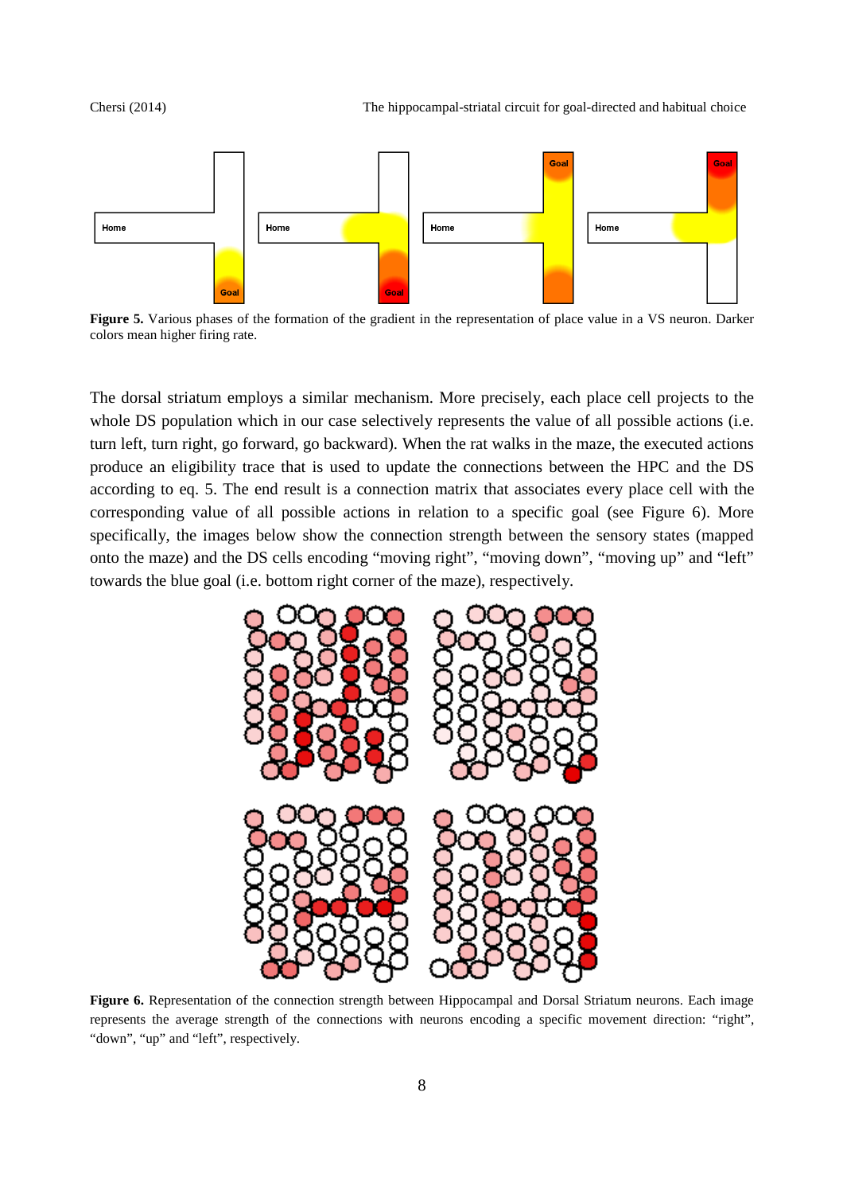**Figure 5.** Various phases of the formation of the gradient in the representation of place value in a VS neuron. Darker colors mean higher firing rate.

The dorsal striatum employs a similar mechanism. More precisely, each place cell projects to the whole DS population which in our case selectively represents the value of all possible actions (i.e. turn left, turn right, go forward, go backward). When the rat walks in the maze, the executed actions produce an eligibility trace that is used to update the connections between the HPC and the DS according to eq. 5. The end result is a connection matrix that associates every place cell with the corresponding value of all possible actions in relation to a specific goal (see Figure 6). More specifically, the images below show the connection strength between the sensory states (mapped onto the maze) and the DS cells encoding "moving right", "moving down", "moving up" and "left" towards the blue goal (i.e. bottom right corner of the maze), respectively.

**Figure 6.** Representation of the connection strength between Hippocampal and Dorsal Striatum neurons. Each image represents the average strength of the connections with neurons encoding a specific movement direction: "right", "down", "up" and "left", respectively.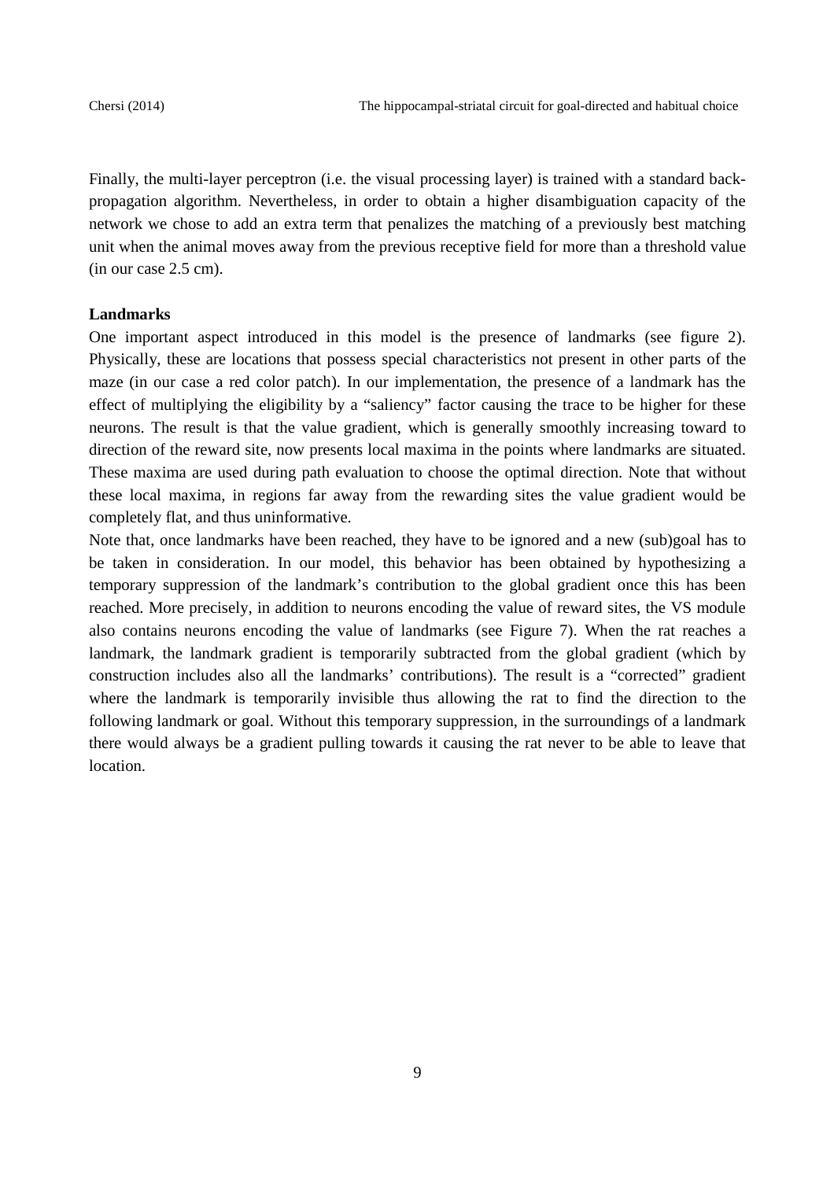Finally, the multi-layer perceptron (i.e. the visual processing layer) is trained with a standard back-propagation algorithm. Nevertheless, in order to obtain a higher disambiguation capacity of the network we chose to add an extra term that penalizes the matching of a previously best matching unit when the animal moves away from the previous receptive field for more than a threshold value (in our case 2.5 cm).

**Landmarks**

One important aspect introduced in this model is the presence of landmarks (see figure 2). Physically, these are locations that possess special characteristics not present in other parts of the maze (in our case a red color patch). In our implementation, the presence of a landmark has the effect of multiplying the eligibility by a "saliency" factor causing the trace to be higher for these neurons. The result is that the value gradient, which is generally smoothly increasing toward to direction of the reward site, now presents local maxima in the points where landmarks are situated. These maxima are used during path evaluation to choose the optimal direction. Note that without these local maxima, in regions far away from the rewarding sites the value gradient would be completely flat, and thus uninformative.

Note that, once landmarks have been reached, they have to be ignored and a new (sub)goal has to be taken in consideration. In our model, this behavior has been obtained by hypothesizing a temporary suppression of the landmark's contribution to the global gradient once this has been reached. More precisely, in addition to neurons encoding the value of reward sites, the VS module also contains neurons encoding the value of landmarks (see Figure 7). When the rat reaches a landmark, the landmark gradient is temporarily subtracted from the global gradient (which by construction includes also all the landmarks' contributions). The result is a "corrected" gradient where the landmark is temporarily invisible thus allowing the rat to find the direction to the following landmark or goal. Without this temporary suppression, in the surroundings of a landmark there would always be a gradient pulling towards it causing the rat never to be able to leave that location.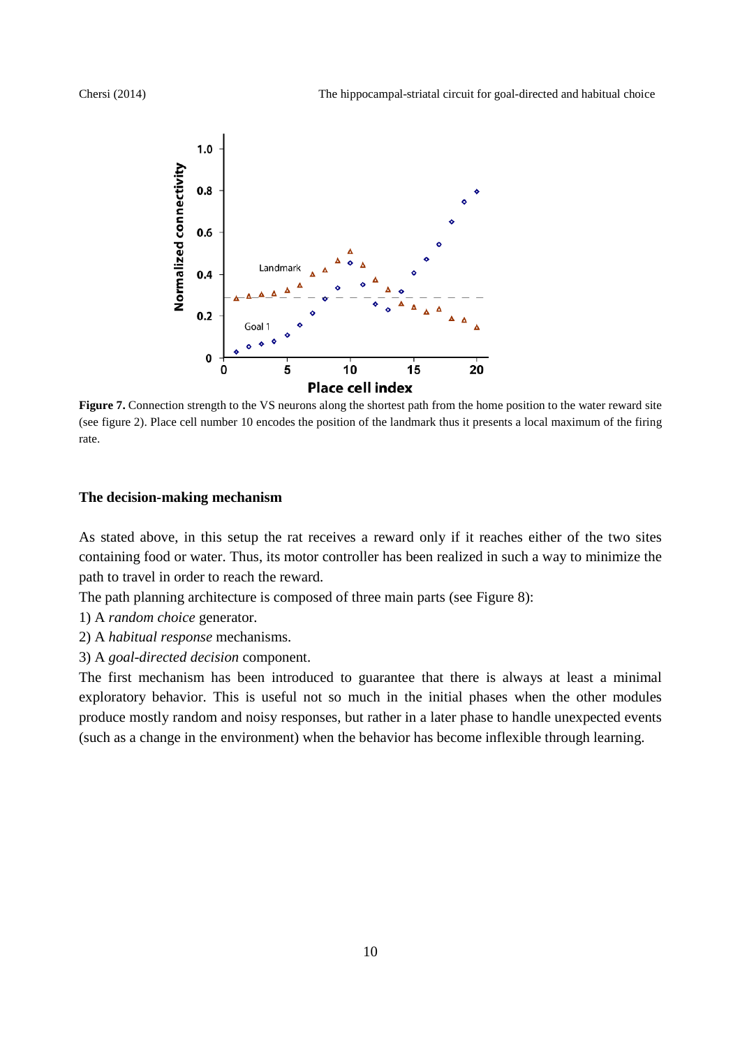**Figure 7.** Connection strength to the VS neurons along the shortest path from the home position to the water reward site (see figure 2). Place cell number 10 encodes the position of the landmark thus it presents a local maximum of the firing rate.

### The decision-making mechanism

As stated above, in this setup the rat receives a reward only if it reaches either of the two sites containing food or water. Thus, its motor controller has been realized in such a way to minimize the path to travel in order to reach the reward.

The path planning architecture is composed of three main parts (see Figure 8):

1) A *random choice* generator.

2) A *habitual response* mechanisms.

3) A *goal-directed decision* component.

The first mechanism has been introduced to guarantee that there is always at least a minimal exploratory behavior. This is useful not so much in the initial phases when the other modules produce mostly random and noisy responses, but rather in a later phase to handle unexpected events (such as a change in the environment) when the behavior has become inflexible through learning.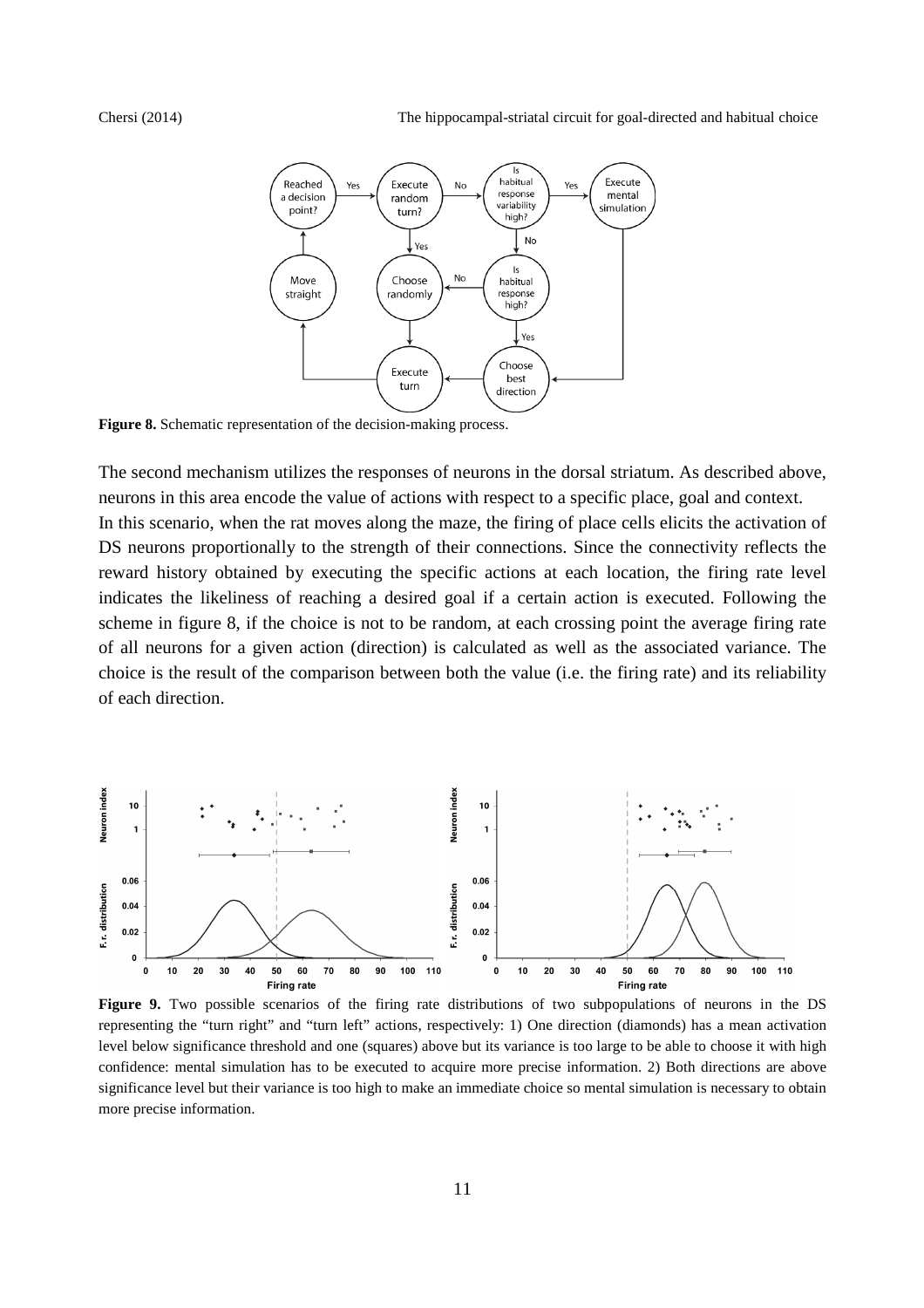**Figure 8.** Schematic representation of the decision-making process.

The second mechanism utilizes the responses of neurons in the dorsal striatum. As described above, neurons in this area encode the value of actions with respect to a specific place, goal and context.
In this scenario, when the rat moves along the maze, the firing of place cells elicits the activation of DS neurons proportionally to the strength of their connections. Since the connectivity reflects the reward history obtained by executing the specific actions at each location, the firing rate level indicates the likeliness of reaching a desired goal if a certain action is executed. Following the scheme in figure 8, if the choice is not to be random, at each crossing point the average firing rate of all neurons for a given action (direction) is calculated as well as the associated variance. The choice is the result of the comparison between both the value (i.e. the firing rate) and its reliability of each direction.

**Figure 9.** Two possible scenarios of the firing rate distributions of two subpopulations of neurons in the DS representing the "turn right" and "turn left" actions, respectively: 1) One direction (diamonds) has a mean activation level below significance threshold and one (squares) above but its variance is too large to be able to choose it with high confidence: mental simulation has to be executed to acquire more precise information. 2) Both directions are above significance level but their variance is too high to make an immediate choice so mental simulation is necessary to obtain more precise information.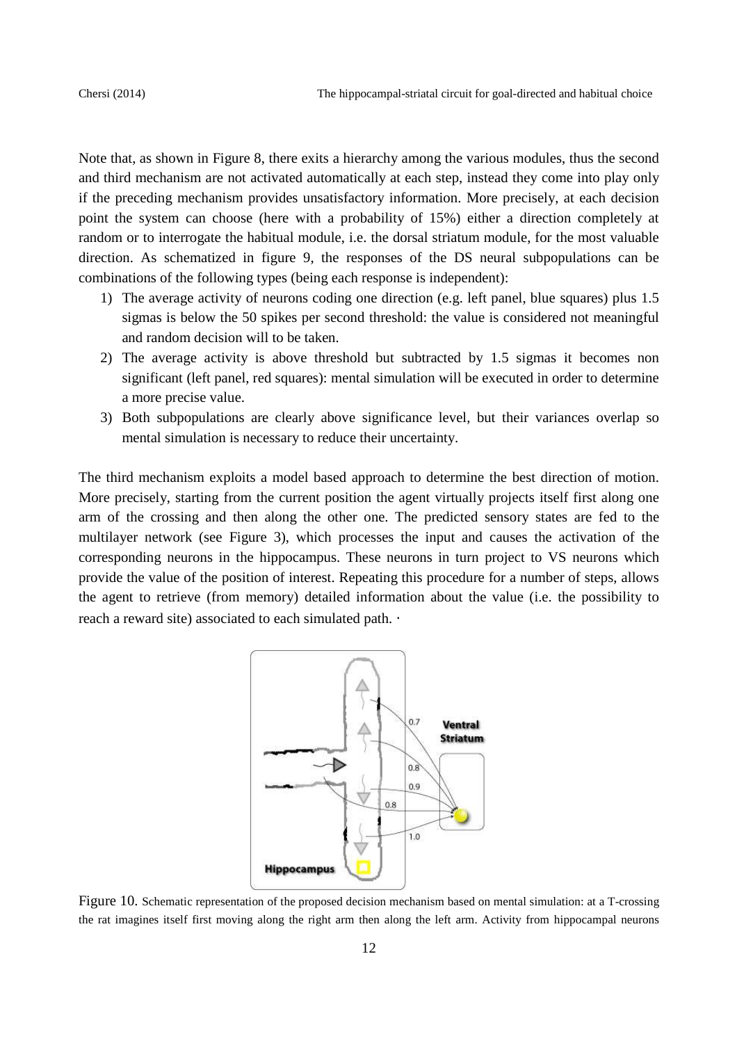Note that, as shown in Figure 8, there exits a hierarchy among the various modules, thus the second and third mechanism are not activated automatically at each step, instead they come into play only if the preceding mechanism provides unsatisfactory information. More precisely, at each decision point the system can choose (here with a probability of 15%) either a direction completely at random or to interrogate the habitual module, i.e. the dorsal striatum module, for the most valuable direction. As schematized in figure 9, the responses of the DS neural subpopulations can be combinations of the following types (being each response is independent):

1) The average activity of neurons coding one direction (e.g. left panel, blue squares) plus 1.5 sigmas is below the 50 spikes per second threshold: the value is considered not meaningful and random decision will to be taken.
2) The average activity is above threshold but subtracted by 1.5 sigmas it becomes non significant (left panel, red squares): mental simulation will be executed in order to determine a more precise value.
3) Both subpopulations are clearly above significance level, but their variances overlap so mental simulation is necessary to reduce their uncertainty.

The third mechanism exploits a model based approach to determine the best direction of motion. More precisely, starting from the current position the agent virtually projects itself first along one arm of the crossing and then along the other one. The predicted sensory states are fed to the multilayer network (see Figure 3), which processes the input and causes the activation of the corresponding neurons in the hippocampus. These neurons in turn project to VS neurons which provide the value of the position of interest. Repeating this procedure for a number of steps, allows the agent to retrieve (from memory) detailed information about the value (i.e. the possibility to reach a reward site) associated to each simulated path. ·

Figure 10. Schematic representation of the proposed decision mechanism based on mental simulation: at a T-crossing the rat imagines itself first moving along the right arm then along the left arm. Activity from hippocampal neurons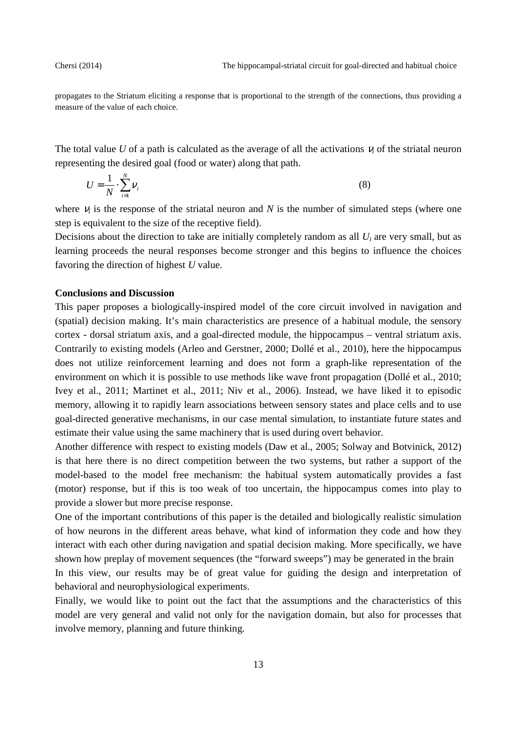propagates to the Striatum eliciting a response that is proportional to the strength of the connections, thus providing a measure of the value of each choice.

The total value $U$ of a path is calculated as the average of all the activations $\nu_i$ of the striatal neuron representing the desired goal (food or water) along that path.

$$U = \frac{1}{N} \cdot \sum_{i=1}^{N} \nu_i \tag{8}$$

where $\nu_i$ is the response of the striatal neuron and $N$ is the number of simulated steps (where one step is equivalent to the size of the receptive field).

Decisions about the direction to take are initially completely random as all $U_i$ are very small, but as learning proceeds the neural responses become stronger and this begins to influence the choices favoring the direction of highest $U$ value.

**Conclusions and Discussion**

This paper proposes a biologically-inspired model of the core circuit involved in navigation and (spatial) decision making. It's main characteristics are presence of a habitual module, the sensory cortex - dorsal striatum axis, and a goal-directed module, the hippocampus – ventral striatum axis. Contrarily to existing models (Arleo and Gerstner, 2000; Dollé et al., 2010), here the hippocampus does not utilize reinforcement learning and does not form a graph-like representation of the environment on which it is possible to use methods like wave front propagation (Dollé et al., 2010; Ivey et al., 2011; Martinet et al., 2011; Niv et al., 2006). Instead, we have liked it to episodic memory, allowing it to rapidly learn associations between sensory states and place cells and to use goal-directed generative mechanisms, in our case mental simulation, to instantiate future states and estimate their value using the same machinery that is used during overt behavior.

Another difference with respect to existing models (Daw et al., 2005; Solway and Botvinick, 2012) is that here there is no direct competition between the two systems, but rather a support of the model-based to the model free mechanism: the habitual system automatically provides a fast (motor) response, but if this is too weak of too uncertain, the hippocampus comes into play to provide a slower but more precise response.

One of the important contributions of this paper is the detailed and biologically realistic simulation of how neurons in the different areas behave, what kind of information they code and how they interact with each other during navigation and spatial decision making. More specifically, we have shown how preplay of movement sequences (the "forward sweeps") may be generated in the brain

In this view, our results may be of great value for guiding the design and interpretation of behavioral and neurophysiological experiments.

Finally, we would like to point out the fact that the assumptions and the characteristics of this model are very general and valid not only for the navigation domain, but also for processes that involve memory, planning and future thinking.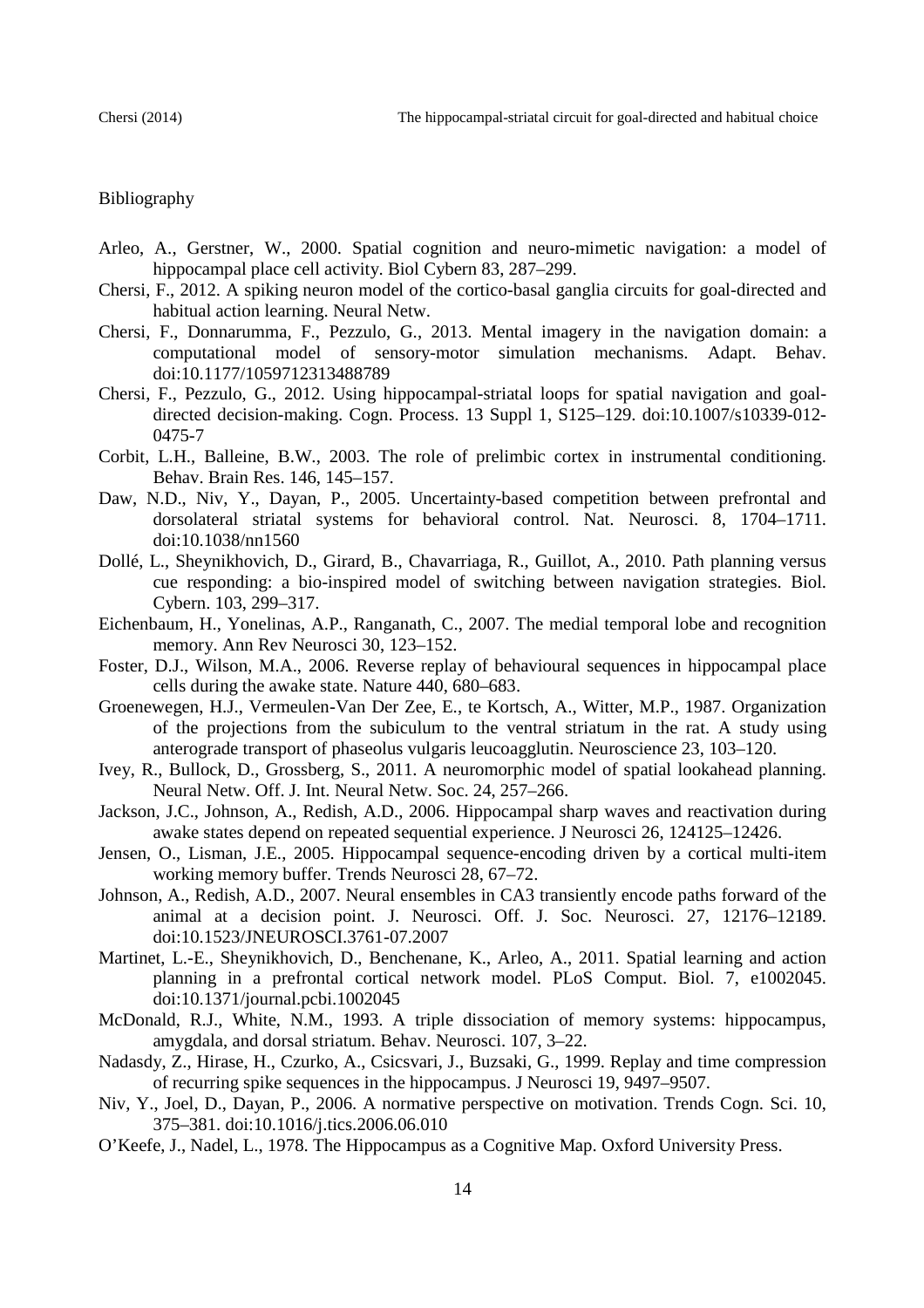Bibliography

Arleo, A., Gerstner, W., 2000. Spatial cognition and neuro-mimetic navigation: a model of hippocampal place cell activity. Biol Cybern 83, 287–299.

Chersi, F., 2012. A spiking neuron model of the cortico-basal ganglia circuits for goal-directed and habitual action learning. Neural Netw.

Chersi, F., Donnarumma, F., Pezzulo, G., 2013. Mental imagery in the navigation domain: a computational model of sensory-motor simulation mechanisms. Adapt. Behav. doi:10.1177/1059712313488789

Chersi, F., Pezzulo, G., 2012. Using hippocampal-striatal loops for spatial navigation and goal-directed decision-making. Cogn. Process. 13 Suppl 1, S125–129. doi:10.1007/s10339-012-0475-7

Corbit, L.H., Balleine, B.W., 2003. The role of prelimbic cortex in instrumental conditioning. Behav. Brain Res. 146, 145–157.

Daw, N.D., Niv, Y., Dayan, P., 2005. Uncertainty-based competition between prefrontal and dorsolateral striatal systems for behavioral control. Nat. Neurosci. 8, 1704–1711. doi:10.1038/nn1560

Dollé, L., Sheynikhovich, D., Girard, B., Chavarriaga, R., Guillot, A., 2010. Path planning versus cue responding: a bio-inspired model of switching between navigation strategies. Biol. Cybern. 103, 299–317.

Eichenbaum, H., Yonelinas, A.P., Ranganath, C., 2007. The medial temporal lobe and recognition memory. Ann Rev Neurosci 30, 123–152.

Foster, D.J., Wilson, M.A., 2006. Reverse replay of behavioural sequences in hippocampal place cells during the awake state. Nature 440, 680–683.

Groenewegen, H.J., Vermeulen-Van Der Zee, E., te Kortsch, A., Witter, M.P., 1987. Organization of the projections from the subiculum to the ventral striatum in the rat. A study using anterograde transport of phaseolus vulgaris leucoagglutin. Neuroscience 23, 103–120.

Ivey, R., Bullock, D., Grossberg, S., 2011. A neuromorphic model of spatial lookahead planning. Neural Netw. Off. J. Int. Neural Netw. Soc. 24, 257–266.

Jackson, J.C., Johnson, A., Redish, A.D., 2006. Hippocampal sharp waves and reactivation during awake states depend on repeated sequential experience. J Neurosci 26, 124125–12426.

Jensen, O., Lisman, J.E., 2005. Hippocampal sequence-encoding driven by a cortical multi-item working memory buffer. Trends Neurosci 28, 67–72.

Johnson, A., Redish, A.D., 2007. Neural ensembles in CA3 transiently encode paths forward of the animal at a decision point. J. Neurosci. Off. J. Soc. Neurosci. 27, 12176–12189. doi:10.1523/JNEUROSCI.3761-07.2007

Martinet, L.-E., Sheynikhovich, D., Benchenane, K., Arleo, A., 2011. Spatial learning and action planning in a prefrontal cortical network model. PLoS Comput. Biol. 7, e1002045. doi:10.1371/journal.pcbi.1002045

McDonald, R.J., White, N.M., 1993. A triple dissociation of memory systems: hippocampus, amygdala, and dorsal striatum. Behav. Neurosci. 107, 3–22.

Nadasdy, Z., Hirase, H., Czurko, A., Csicsvari, J., Buzsaki, G., 1999. Replay and time compression of recurring spike sequences in the hippocampus. J Neurosci 19, 9497–9507.

Niv, Y., Joel, D., Dayan, P., 2006. A normative perspective on motivation. Trends Cogn. Sci. 10, 375–381. doi:10.1016/j.tics.2006.06.010

O'Keefe, J., Nadel, L., 1978. The Hippocampus as a Cognitive Map. Oxford University Press.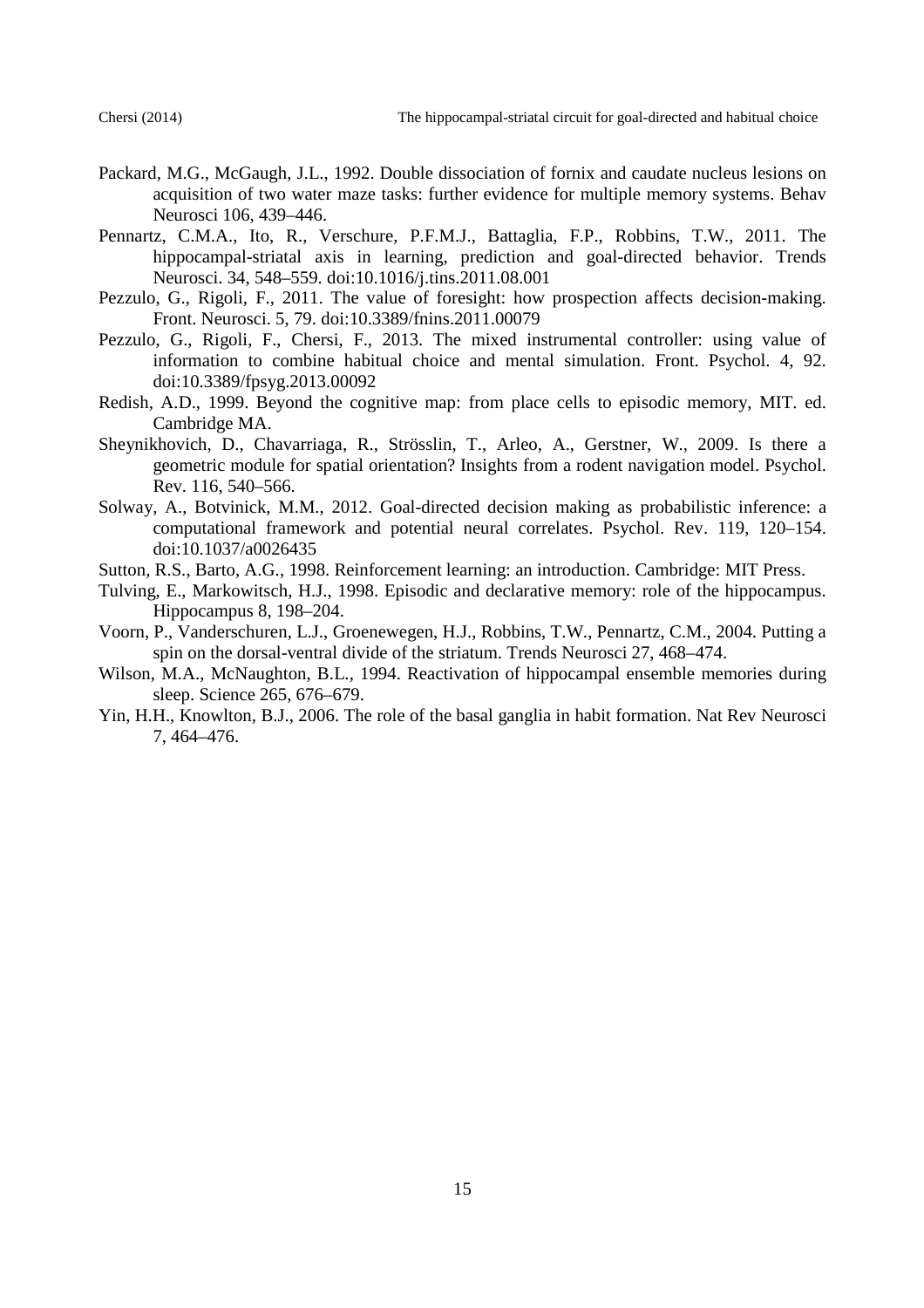Packard, M.G., McGaugh, J.L., 1992. Double dissociation of fornix and caudate nucleus lesions on acquisition of two water maze tasks: further evidence for multiple memory systems. Behav Neurosci 106, 439–446.

Pennartz, C.M.A., Ito, R., Verschure, P.F.M.J., Battaglia, F.P., Robbins, T.W., 2011. The hippocampal-striatal axis in learning, prediction and goal-directed behavior. Trends Neurosci. 34, 548–559. doi:10.1016/j.tins.2011.08.001

Pezzulo, G., Rigoli, F., 2011. The value of foresight: how prospection affects decision-making. Front. Neurosci. 5, 79. doi:10.3389/fnins.2011.00079

Pezzulo, G., Rigoli, F., Chersi, F., 2013. The mixed instrumental controller: using value of information to combine habitual choice and mental simulation. Front. Psychol. 4, 92. doi:10.3389/fpsyg.2013.00092

Redish, A.D., 1999. Beyond the cognitive map: from place cells to episodic memory, MIT. ed. Cambridge MA.

Sheynikhovich, D., Chavarriaga, R., Strösslin, T., Arleo, A., Gerstner, W., 2009. Is there a geometric module for spatial orientation? Insights from a rodent navigation model. Psychol. Rev. 116, 540–566.

Solway, A., Botvinick, M.M., 2012. Goal-directed decision making as probabilistic inference: a computational framework and potential neural correlates. Psychol. Rev. 119, 120–154. doi:10.1037/a0026435

Sutton, R.S., Barto, A.G., 1998. Reinforcement learning: an introduction. Cambridge: MIT Press.

Tulving, E., Markowitsch, H.J., 1998. Episodic and declarative memory: role of the hippocampus. Hippocampus 8, 198–204.

Voorn, P., Vanderschuren, L.J., Groenewegen, H.J., Robbins, T.W., Pennartz, C.M., 2004. Putting a spin on the dorsal-ventral divide of the striatum. Trends Neurosci 27, 468–474.

Wilson, M.A., McNaughton, B.L., 1994. Reactivation of hippocampal ensemble memories during sleep. Science 265, 676–679.

Yin, H.H., Knowlton, B.J., 2006. The role of the basal ganglia in habit formation. Nat Rev Neurosci 7, 464–476.